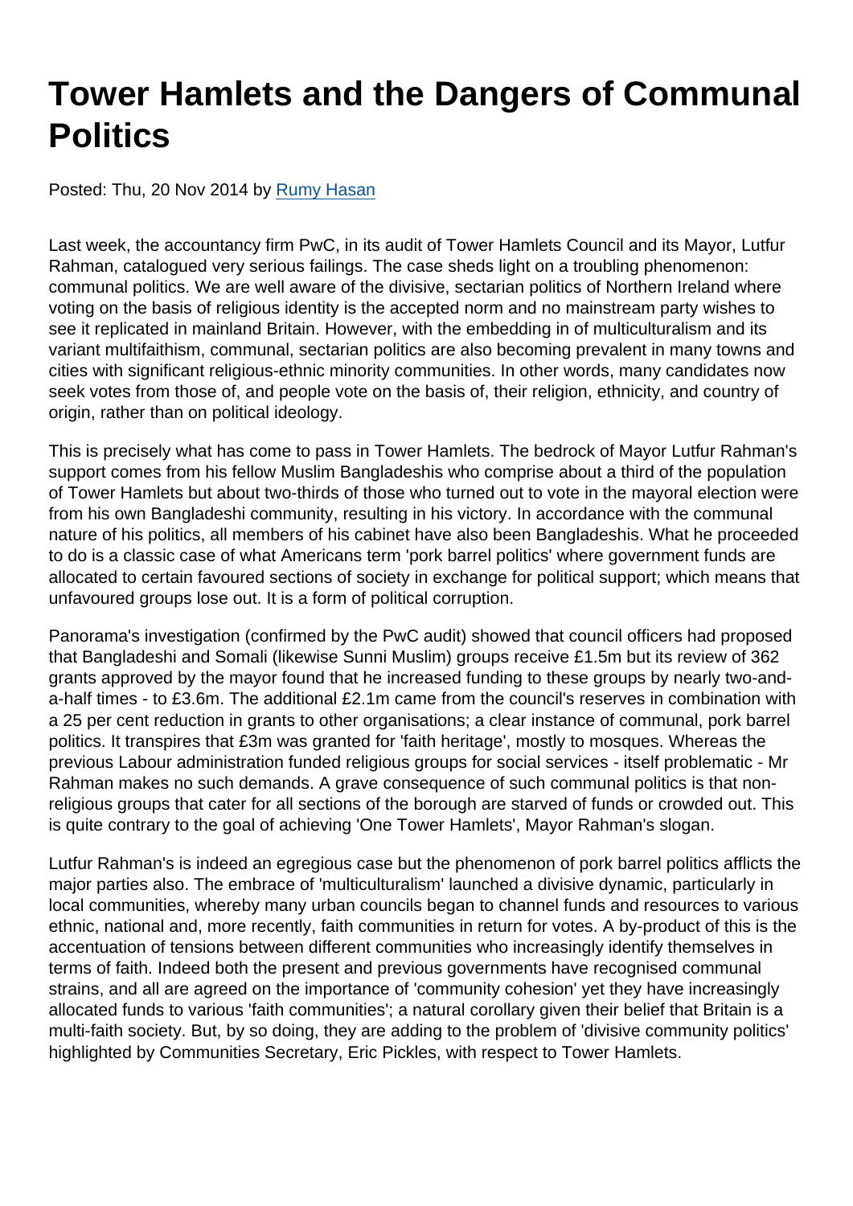# Tower Hamlets and the Dangers of Communal Politics

Posted: Thu, 20 Nov 2014 by Rumy Hasan

Last week, the accountancy firm PwC, in its audit of Tower Hamlets Council and its Mayor, Lutfur Rahman, catalogued very serious failings. The case sheds light on a troubling phenomenon: communal politics. We are well aware of the divisive, sectarian politics of Northern Ireland where voting on the basis of religious identity is the accepted norm and no mainstream party wishes to see it replicated in mainland Britain. However, with the embedding in of multiculturalism and its variant multifaithism, communal, sectarian politics are also becoming prevalent in many towns and cities with significant religious-ethnic minority communities. In other words, many candidates now seek votes from those of, and people vote on the basis of, their religion, ethnicity, and country of origin, rather than on political ideology.

This is precisely what has come to pass in Tower Hamlets. The bedrock of Mayor Lutfur Rahman's support comes from his fellow Muslim Bangladeshis who comprise about a third of the population of Tower Hamlets but about two-thirds of those who turned out to vote in the mayoral election were from his own Bangladeshi community, resulting in his victory. In accordance with the communal nature of his politics, all members of his cabinet have also been Bangladeshis. What he proceeded to do is a classic case of what Americans term 'pork barrel politics' where government funds are allocated to certain favoured sections of society in exchange for political support; which means that unfavoured groups lose out. It is a form of political corruption.

Panorama's investigation (confirmed by the PwC audit) showed that council officers had proposed that Bangladeshi and Somali (likewise Sunni Muslim) groups receive £1.5m but its review of 362 grants approved by the mayor found that he increased funding to these groups by nearly two-and-a-half times - to £3.6m. The additional £2.1m came from the council's reserves in combination with a 25 per cent reduction in grants to other organisations; a clear instance of communal, pork barrel politics. It transpires that £3m was granted for 'faith heritage', mostly to mosques. Whereas the previous Labour administration funded religious groups for social services - itself problematic - Mr Rahman makes no such demands. A grave consequence of such communal politics is that non-religious groups that cater for all sections of the borough are starved of funds or crowded out. This is quite contrary to the goal of achieving 'One Tower Hamlets', Mayor Rahman's slogan.

Lutfur Rahman's is indeed an egregious case but the phenomenon of pork barrel politics afflicts the major parties also. The embrace of 'multiculturalism' launched a divisive dynamic, particularly in local communities, whereby many urban councils began to channel funds and resources to various ethnic, national and, more recently, faith communities in return for votes. A by-product of this is the accentuation of tensions between different communities who increasingly identify themselves in terms of faith. Indeed both the present and previous governments have recognised communal strains, and all are agreed on the importance of 'community cohesion' yet they have increasingly allocated funds to various 'faith communities'; a natural corollary given their belief that Britain is a multi-faith society. But, by so doing, they are adding to the problem of 'divisive community politics' highlighted by Communities Secretary, Eric Pickles, with respect to Tower Hamlets.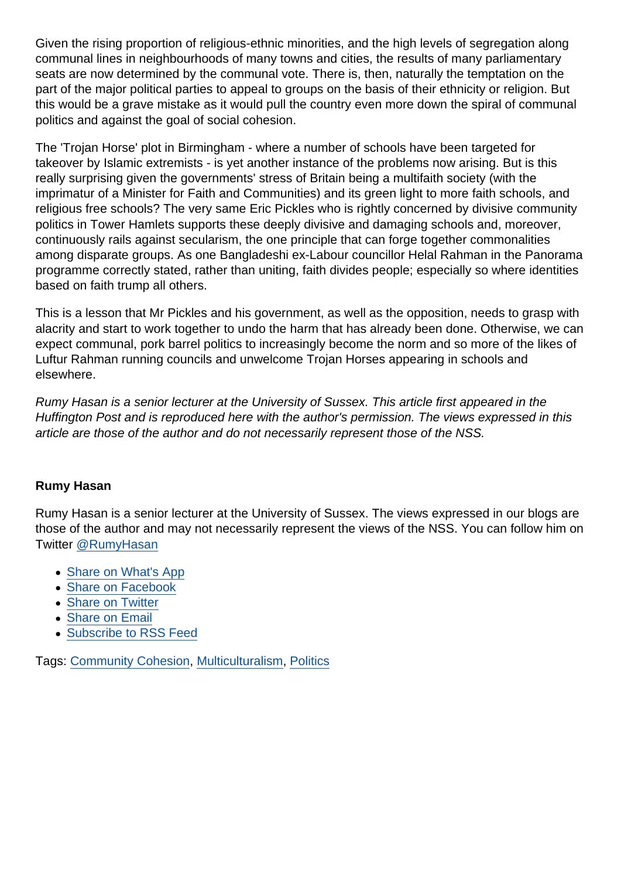Given the rising proportion of religious-ethnic minorities, and the high levels of segregation along communal lines in neighbourhoods of many towns and cities, the results of many parliamentary seats are now determined by the communal vote. There is, then, naturally the temptation on the part of the major political parties to appeal to groups on the basis of their ethnicity or religion. But this would be a grave mistake as it would pull the country even more down the spiral of communal politics and against the goal of social cohesion.

The 'Trojan Horse' plot in Birmingham - where a number of schools have been targeted for takeover by Islamic extremists - is yet another instance of the problems now arising. But is this really surprising given the governments' stress of Britain being a multifaith society (with the imprimatur of a Minister for Faith and Communities) and its green light to more faith schools, and religious free schools? The very same Eric Pickles who is rightly concerned by divisive community politics in Tower Hamlets supports these deeply divisive and damaging schools and, moreover, continuously rails against secularism, the one principle that can forge together commonalities among disparate groups. As one Bangladeshi ex-Labour councillor Helal Rahman in the Panorama programme correctly stated, rather than uniting, faith divides people; especially so where identities based on faith trump all others.

This is a lesson that Mr Pickles and his government, as well as the opposition, needs to grasp with alacrity and start to work together to undo the harm that has already been done. Otherwise, we can expect communal, pork barrel politics to increasingly become the norm and so more of the likes of Luftur Rahman running councils and unwelcome Trojan Horses appearing in schools and elsewhere.

*Rumy Hasan is a senior lecturer at the University of Sussex. This article first appeared in the Huffington Post and is reproduced here with the author's permission. The views expressed in this article are those of the author and do not necessarily represent those of the NSS.*

**Rumy Hasan**

Rumy Hasan is a senior lecturer at the University of Sussex. The views expressed in our blogs are those of the author and may not necessarily represent the views of the NSS. You can follow him on Twitter @RumyHasan

- Share on What's App
- Share on Facebook
- Share on Twitter
- Share on Email
- Subscribe to RSS Feed

Tags: Community Cohesion, Multiculturalism, Politics